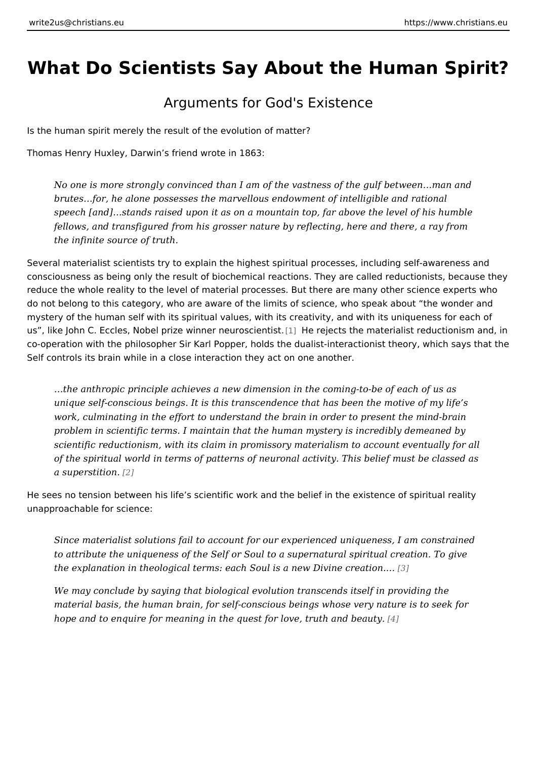# What Do Scientists Say About the Human Spirit?

## Arguments for God's Existence

Is the human spirit merely the result of the evolution of matter?

Thomas Henry Huxley, Darwin's friend wrote in 1863:

> *No one is more strongly convinced than I am of the vastness of the gulf between…man and brutes…for, he alone possesses the marvellous endowment of intelligible and rational speech [and]…stands raised upon it as on a mountain top, far above the level of his humble fellows, and transfigured from his grosser nature by reflecting, here and there, a ray from the infinite source of truth.*

Several materialist scientists try to explain the highest spiritual processes, including self-awareness and consciousness as being only the result of biochemical reactions. They are called reductionists, because they reduce the whole reality to the level of material processes. But there are many other science experts who do not belong to this category, who are aware of the limits of science, who speak about "the wonder and mystery of the human self with its spiritual values, with its creativity, and with its uniqueness for each of us", like John C. Eccles, Nobel prize winner neuroscientist.[1] He rejects the materialist reductionism and, in co-operation with the philosopher Sir Karl Popper, holds the dualist-interactionist theory, which says that the Self controls its brain while in a close interaction they act on one another.

> *…the anthropic principle achieves a new dimension in the coming-to-be of each of us as unique self-conscious beings. It is this transcendence that has been the motive of my life's work, culminating in the effort to understand the brain in order to present the mind-brain problem in scientific terms. I maintain that the human mystery is incredibly demeaned by scientific reductionism, with its claim in promissory materialism to account eventually for all of the spiritual world in terms of patterns of neuronal activity. This belief must be classed as a superstition.* [2]

He sees no tension between his life's scientific work and the belief in the existence of spiritual reality unapproachable for science:

> *Since materialist solutions fail to account for our experienced uniqueness, I am constrained to attribute the uniqueness of the Self or Soul to a supernatural spiritual creation. To give the explanation in theological terms: each Soul is a new Divine creation….* [3]
>
> *We may conclude by saying that biological evolution transcends itself in providing the material basis, the human brain, for self-conscious beings whose very nature is to seek for hope and to enquire for meaning in the quest for love, truth and beauty.* [4]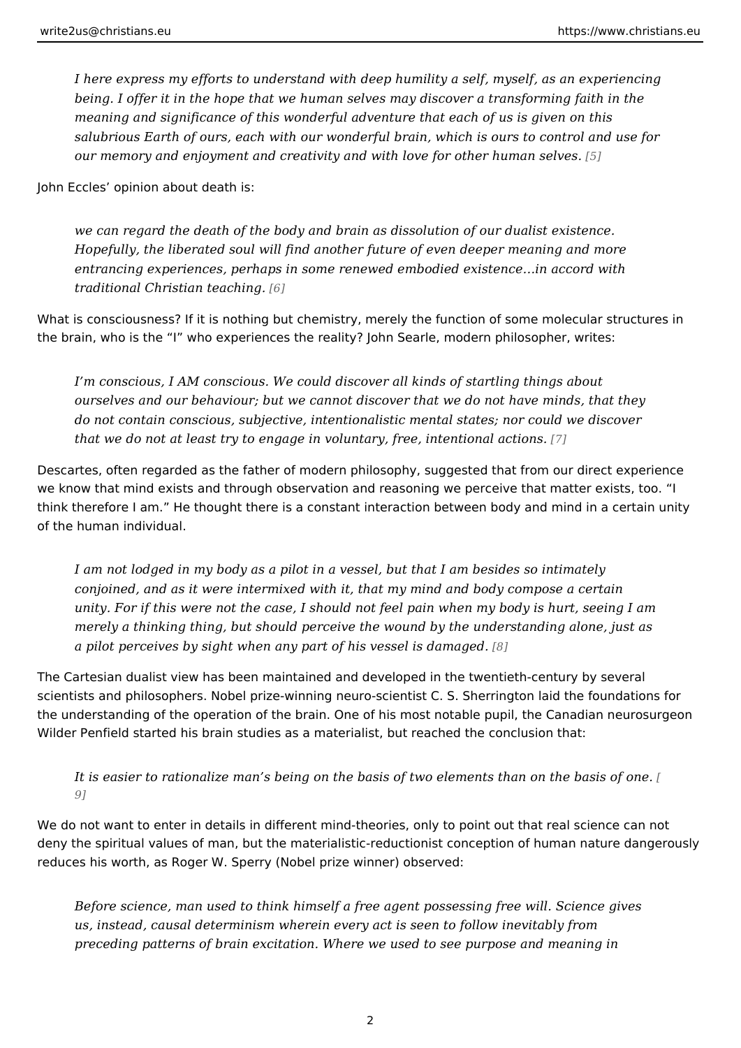> *I here express my efforts to understand with deep humility a self, myself, as an experiencing being. I offer it in the hope that we human selves may discover a transforming faith in the meaning and significance of this wonderful adventure that each of us is given on this salubrious Earth of ours, each with our wonderful brain, which is ours to control and use for our memory and enjoyment and creativity and with love for other human selves.* [5]

John Eccles' opinion about death is:

> *we can regard the death of the body and brain as dissolution of our dualist existence. Hopefully, the liberated soul will find another future of even deeper meaning and more entrancing experiences, perhaps in some renewed embodied existence…in accord with traditional Christian teaching.* [6]

What is consciousness? If it is nothing but chemistry, merely the function of some molecular structures in the brain, who is the "I" who experiences the reality? John Searle, modern philosopher, writes:

> *I'm conscious, I AM conscious. We could discover all kinds of startling things about ourselves and our behaviour; but we cannot discover that we do not have minds, that they do not contain conscious, subjective, intentionalistic mental states; nor could we discover that we do not at least try to engage in voluntary, free, intentional actions.* [7]

Descartes, often regarded as the father of modern philosophy, suggested that from our direct experience we know that mind exists and through observation and reasoning we perceive that matter exists, too. "I think therefore I am." He thought there is a constant interaction between body and mind in a certain unity of the human individual.

> *I am not lodged in my body as a pilot in a vessel, but that I am besides so intimately conjoined, and as it were intermixed with it, that my mind and body compose a certain unity. For if this were not the case, I should not feel pain when my body is hurt, seeing I am merely a thinking thing, but should perceive the wound by the understanding alone, just as a pilot perceives by sight when any part of his vessel is damaged.* [8]

The Cartesian dualist view has been maintained and developed in the twentieth-century by several scientists and philosophers. Nobel prize-winning neuro-scientist C. S. Sherrington laid the foundations for the understanding of the operation of the brain. One of his most notable pupil, the Canadian neurosurgeon Wilder Penfield started his brain studies as a materialist, but reached the conclusion that:

> *It is easier to rationalize man's being on the basis of two elements than on the basis of one.* [9]

We do not want to enter in details in different mind-theories, only to point out that real science can not deny the spiritual values of man, but the materialistic-reductionist conception of human nature dangerously reduces his worth, as Roger W. Sperry (Nobel prize winner) observed:

> *Before science, man used to think himself a free agent possessing free will. Science gives us, instead, causal determinism wherein every act is seen to follow inevitably from preceding patterns of brain excitation. Where we used to see purpose and meaning in*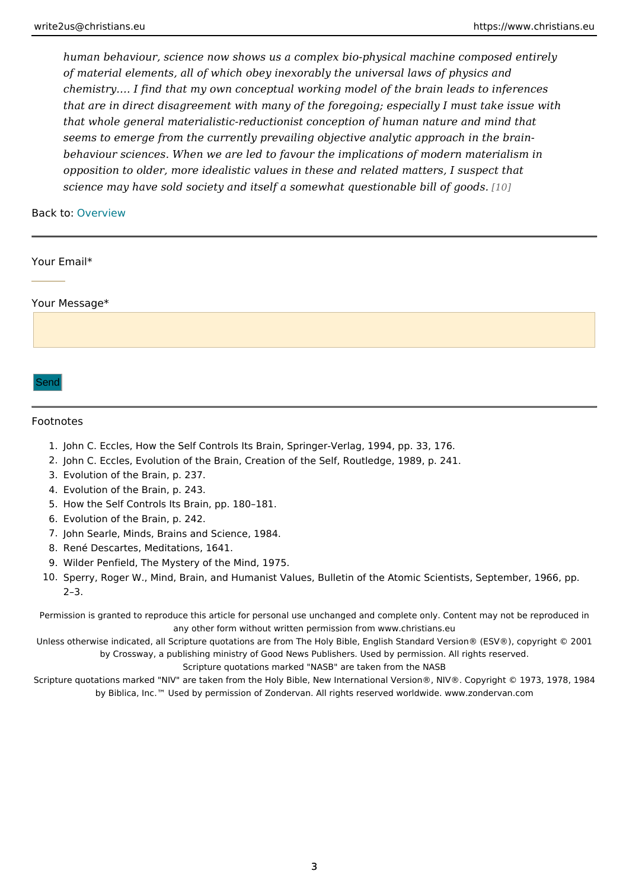*human behaviour, science now shows us a complex bio-physical machine composed entirely of material elements, all of which obey inexorably the universal laws of physics and chemistry.... I find that my own conceptual working model of the brain leads to inferences that are in direct disagreement with many of the foregoing; especially I must take issue with that whole general materialistic-reductionist conception of human nature and mind that seems to emerge from the currently prevailing objective analytic approach in the brain-behaviour sciences. When we are led to favour the implications of modern materialism in opposition to older, more idealistic values in these and related matters, I suspect that science may have sold society and itself a somewhat questionable bill of goods.* [10]

Back to: Overview

---

Your Email*

Your Message*

Send

---

Footnotes

1. John C. Eccles, How the Self Controls Its Brain, Springer-Verlag, 1994, pp. 33, 176.
2. John C. Eccles, Evolution of the Brain, Creation of the Self, Routledge, 1989, p. 241.
3. Evolution of the Brain, p. 237.
4. Evolution of the Brain, p. 243.
5. How the Self Controls Its Brain, pp. 180–181.
6. Evolution of the Brain, p. 242.
7. John Searle, Minds, Brains and Science, 1984.
8. René Descartes, Meditations, 1641.
9. Wilder Penfield, The Mystery of the Mind, 1975.
10. Sperry, Roger W., Mind, Brain, and Humanist Values, Bulletin of the Atomic Scientists, September, 1966, pp. 2–3.

Permission is granted to reproduce this article for personal use unchanged and complete only. Content may not be reproduced in any other form without written permission from www.christians.eu

Unless otherwise indicated, all Scripture quotations are from The Holy Bible, English Standard Version® (ESV®), copyright © 2001 by Crossway, a publishing ministry of Good News Publishers. Used by permission. All rights reserved.

Scripture quotations marked "NASB" are taken from the NASB

Scripture quotations marked "NIV" are taken from the Holy Bible, New International Version®, NIV®. Copyright © 1973, 1978, 1984 by Biblica, Inc.™ Used by permission of Zondervan. All rights reserved worldwide. www.zondervan.com